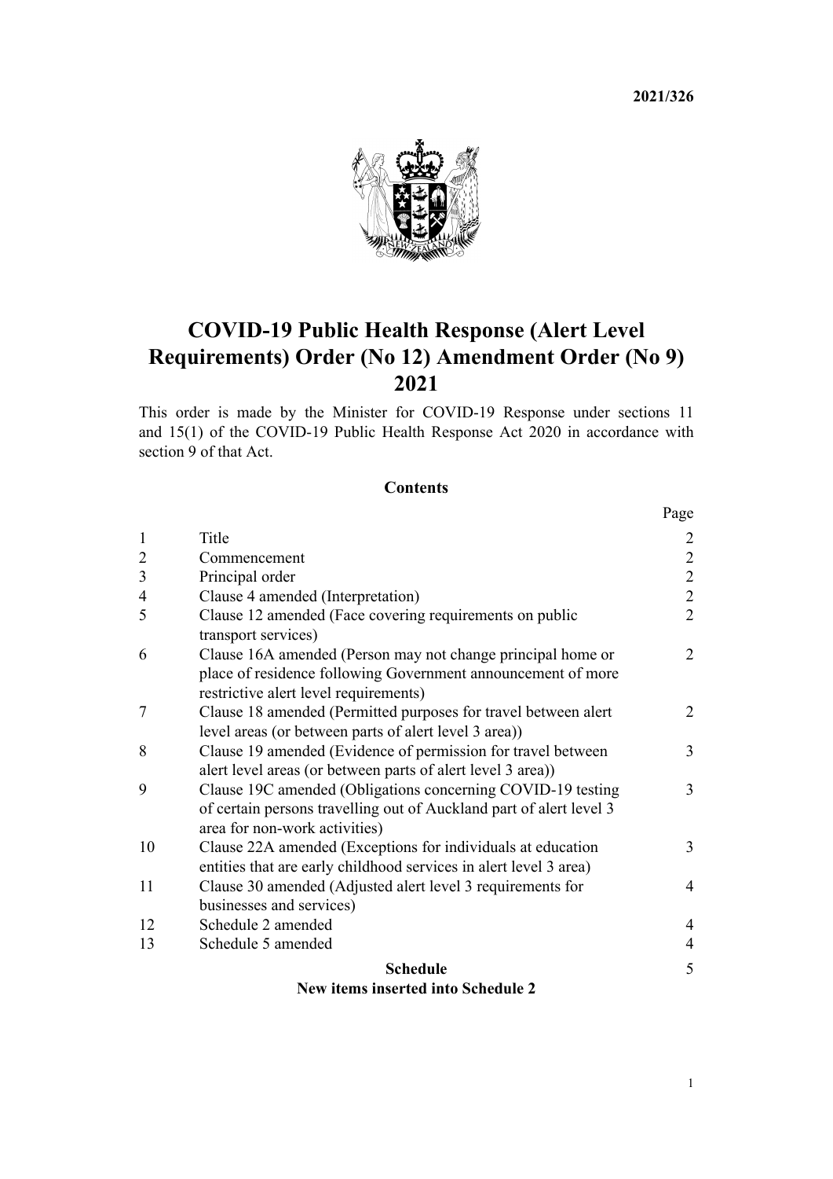**2021/326**

# COVID-19 Public Health Response (Alert Level Requirements) Order (No 12) Amendment Order (No 9) 2021

This order is made by the Minister for COVID-19 Response under sections 11 and 15(1) of the COVID-19 Public Health Response Act 2020 in accordance with section 9 of that Act.

## Contents

| | | Page |
|---|---|---|
| 1 | Title | 2 |
| 2 | Commencement | 2 |
| 3 | Principal order | 2 |
| 4 | Clause 4 amended (Interpretation) | 2 |
| 5 | Clause 12 amended (Face covering requirements on public transport services) | 2 |
| 6 | Clause 16A amended (Person may not change principal home or place of residence following Government announcement of more restrictive alert level requirements) | 2 |
| 7 | Clause 18 amended (Permitted purposes for travel between alert level areas (or between parts of alert level 3 area)) | 2 |
| 8 | Clause 19 amended (Evidence of permission for travel between alert level areas (or between parts of alert level 3 area)) | 3 |
| 9 | Clause 19C amended (Obligations concerning COVID-19 testing of certain persons travelling out of Auckland part of alert level 3 area for non-work activities) | 3 |
| 10 | Clause 22A amended (Exceptions for individuals at education entities that are early childhood services in alert level 3 area) | 3 |
| 11 | Clause 30 amended (Adjusted alert level 3 requirements for businesses and services) | 4 |
| 12 | Schedule 2 amended | 4 |
| 13 | Schedule 5 amended | 4 |
| | **Schedule** **New items inserted into Schedule 2** | 5 |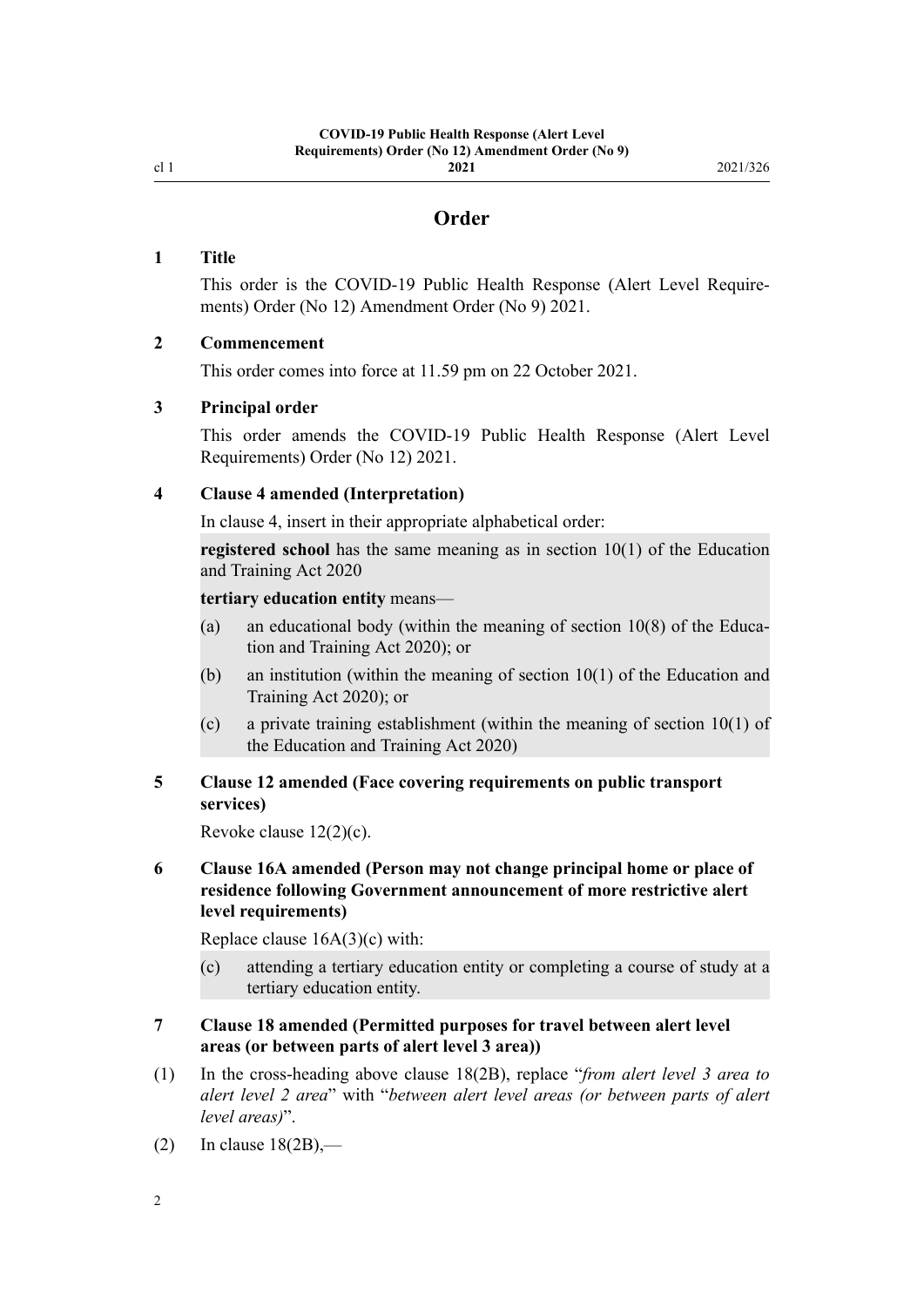## Order

### 1 Title

This order is the COVID-19 Public Health Response (Alert Level Requirements) Order (No 12) Amendment Order (No 9) 2021.

### 2 Commencement

This order comes into force at 11.59 pm on 22 October 2021.

### 3 Principal order

This order amends the COVID-19 Public Health Response (Alert Level Requirements) Order (No 12) 2021.

### 4 Clause 4 amended (Interpretation)

In clause 4, insert in their appropriate alphabetical order:

**registered school** has the same meaning as in section 10(1) of the Education and Training Act 2020

**tertiary education entity** means—

(a) an educational body (within the meaning of section 10(8) of the Education and Training Act 2020); or

(b) an institution (within the meaning of section 10(1) of the Education and Training Act 2020); or

(c) a private training establishment (within the meaning of section 10(1) of the Education and Training Act 2020)

### 5 Clause 12 amended (Face covering requirements on public transport services)

Revoke clause 12(2)(c).

### 6 Clause 16A amended (Person may not change principal home or place of residence following Government announcement of more restrictive alert level requirements)

Replace clause 16A(3)(c) with:

(c) attending a tertiary education entity or completing a course of study at a tertiary education entity.

### 7 Clause 18 amended (Permitted purposes for travel between alert level areas (or between parts of alert level 3 area))

(1) In the cross-heading above clause 18(2B), replace "*from alert level 3 area to alert level 2 area*" with "*between alert level areas (or between parts of alert level areas)*".

(2) In clause 18(2B),—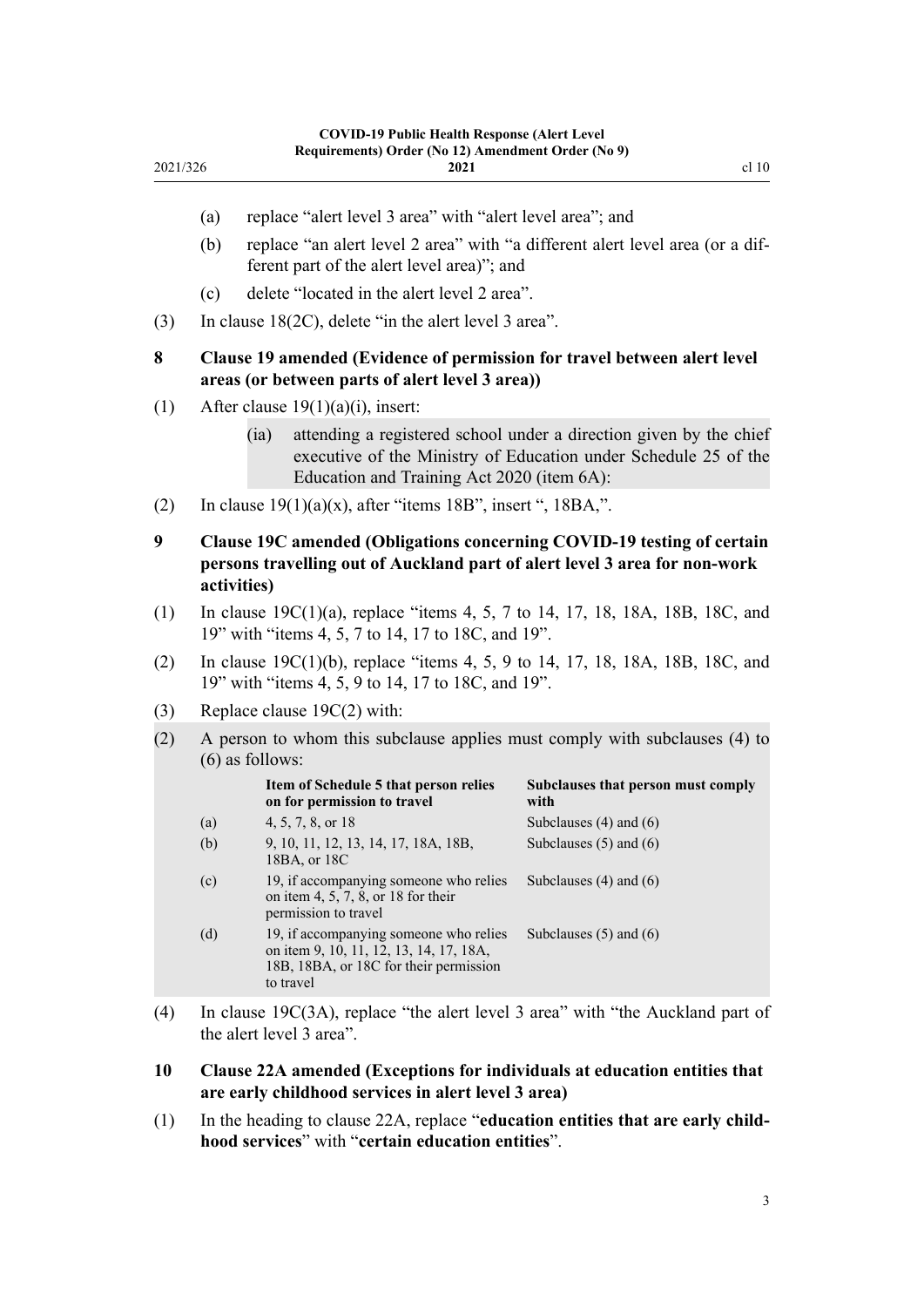(a) replace "alert level 3 area" with "alert level area"; and

(b) replace "an alert level 2 area" with "a different alert level area (or a different part of the alert level area)"; and

(c) delete "located in the alert level 2 area".

(3) In clause 18(2C), delete "in the alert level 3 area".

### 8 Clause 19 amended (Evidence of permission for travel between alert level areas (or between parts of alert level 3 area))

(1) After clause 19(1)(a)(i), insert:

> (ia) attending a registered school under a direction given by the chief executive of the Ministry of Education under Schedule 25 of the Education and Training Act 2020 (item 6A):

(2) In clause 19(1)(a)(x), after "items 18B", insert ", 18BA,".

### 9 Clause 19C amended (Obligations concerning COVID-19 testing of certain persons travelling out of Auckland part of alert level 3 area for non-work activities)

(1) In clause 19C(1)(a), replace "items 4, 5, 7 to 14, 17, 18, 18A, 18B, 18C, and 19" with "items 4, 5, 7 to 14, 17 to 18C, and 19".

(2) In clause 19C(1)(b), replace "items 4, 5, 9 to 14, 17, 18, 18A, 18B, 18C, and 19" with "items 4, 5, 9 to 14, 17 to 18C, and 19".

(3) Replace clause 19C(2) with:

> (2) A person to whom this subclause applies must comply with subclauses (4) to (6) as follows:
>
> | | Item of Schedule 5 that person relies on for permission to travel | Subclauses that person must comply with |
> |---|---|---|
> | (a) | 4, 5, 7, 8, or 18 | Subclauses (4) and (6) |
> | (b) | 9, 10, 11, 12, 13, 14, 17, 18A, 18B, 18BA, or 18C | Subclauses (5) and (6) |
> | (c) | 19, if accompanying someone who relies on item 4, 5, 7, 8, or 18 for their permission to travel | Subclauses (4) and (6) |
> | (d) | 19, if accompanying someone who relies on item 9, 10, 11, 12, 13, 14, 17, 18A, 18B, 18BA, or 18C for their permission to travel | Subclauses (5) and (6) |

(4) In clause 19C(3A), replace "the alert level 3 area" with "the Auckland part of the alert level 3 area".

### 10 Clause 22A amended (Exceptions for individuals at education entities that are early childhood services in alert level 3 area)

(1) In the heading to clause 22A, replace "**education entities that are early childhood services**" with "**certain education entities**".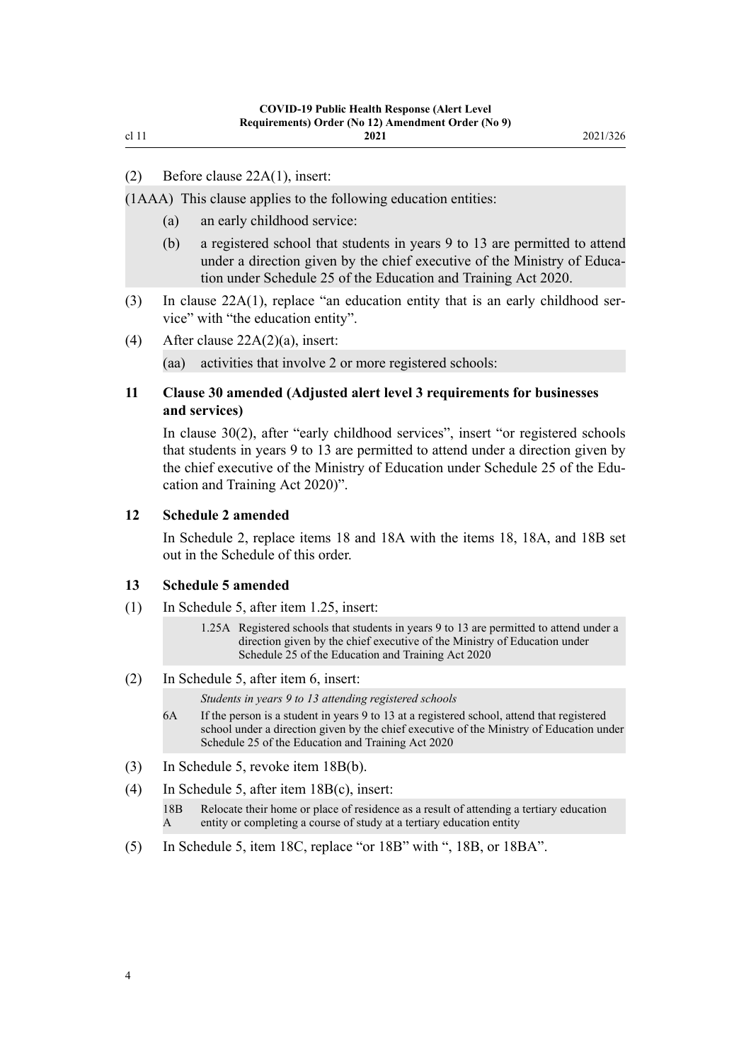(2) Before clause 22A(1), insert:

(1AAA) This clause applies to the following education entities:

(a) an early childhood service:

(b) a registered school that students in years 9 to 13 are permitted to attend under a direction given by the chief executive of the Ministry of Education under Schedule 25 of the Education and Training Act 2020.

(3) In clause 22A(1), replace "an education entity that is an early childhood service" with "the education entity".

(4) After clause 22A(2)(a), insert:

(aa) activities that involve 2 or more registered schools:

### 11 Clause 30 amended (Adjusted alert level 3 requirements for businesses and services)

In clause 30(2), after "early childhood services", insert "or registered schools that students in years 9 to 13 are permitted to attend under a direction given by the chief executive of the Ministry of Education under Schedule 25 of the Education and Training Act 2020)".

### 12 Schedule 2 amended

In Schedule 2, replace items 18 and 18A with the items 18, 18A, and 18B set out in the Schedule of this order.

### 13 Schedule 5 amended

(1) In Schedule 5, after item 1.25, insert:

1.25A Registered schools that students in years 9 to 13 are permitted to attend under a direction given by the chief executive of the Ministry of Education under Schedule 25 of the Education and Training Act 2020

(2) In Schedule 5, after item 6, insert:

*Students in years 9 to 13 attending registered schools*

6A If the person is a student in years 9 to 13 at a registered school, attend that registered school under a direction given by the chief executive of the Ministry of Education under Schedule 25 of the Education and Training Act 2020

(3) In Schedule 5, revoke item 18B(b).

(4) In Schedule 5, after item 18B(c), insert:

18BA Relocate their home or place of residence as a result of attending a tertiary education entity or completing a course of study at a tertiary education entity

(5) In Schedule 5, item 18C, replace "or 18B" with ", 18B, or 18BA".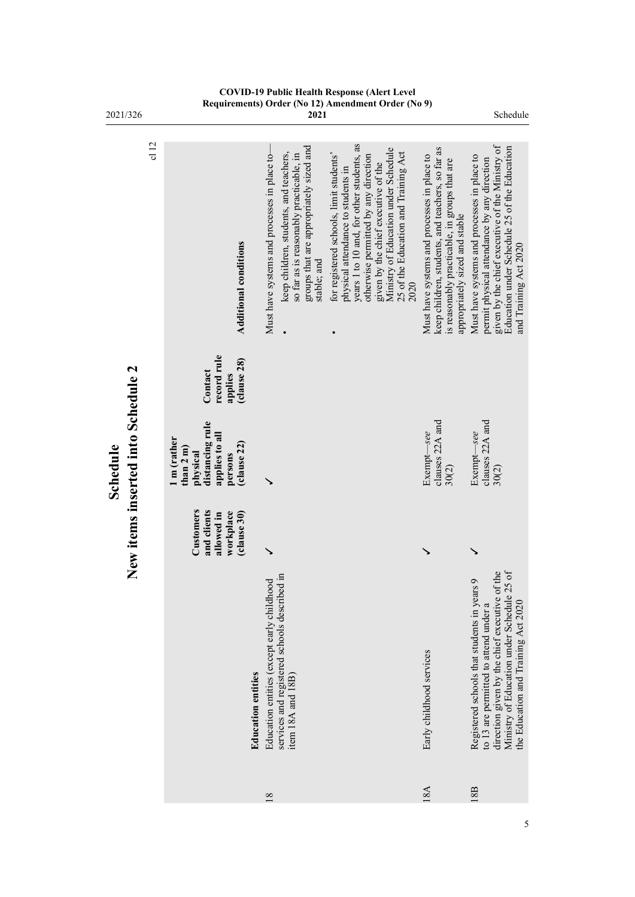# Schedule

## New items inserted into Schedule 2

cl 12

| | | Customers and clients allowed in workplace (clause 30) | 1 m (rather than 2 m) physical distancing rule applies to all persons (clause 22) | Contact record rule applies (clause 28) | Additional conditions |
|---|---|---|---|---|---|
| | **Education entities** | | | | |
| 18 | Education entities (except early childhood services and registered schools described in item 18A and 18B) | ✓ | ✓ | | Must have systems and processes in place to—<br>• keep children, students, and teachers, so far as is reasonably practicable, in groups that are appropriately sized and stable; and<br>• for registered schools, limit students' physical attendance to students in years 1 to 10 and, for other students, as otherwise permitted by any direction given by the chief executive of the Ministry of Education under Schedule 25 of the Education and Training Act 2020 |
| 18A | Early childhood services | ✓ | Exempt—*see* clauses 22A and 30(2) | | Must have systems and processes in place to keep children, students, and teachers, so far as is reasonably practicable, in groups that are appropriately sized and stable |
| 18B | Registered schools that students in years 9 to 13 are permitted to attend under a direction given by the chief executive of the Ministry of Education under Schedule 25 of the Education and Training Act 2020 | ✓ | Exempt—*see* clauses 22A and 30(2) | | Must have systems and processes in place to permit physical attendance by any direction given by the chief executive of the Ministry of Education under Schedule 25 of the Education and Training Act 2020 |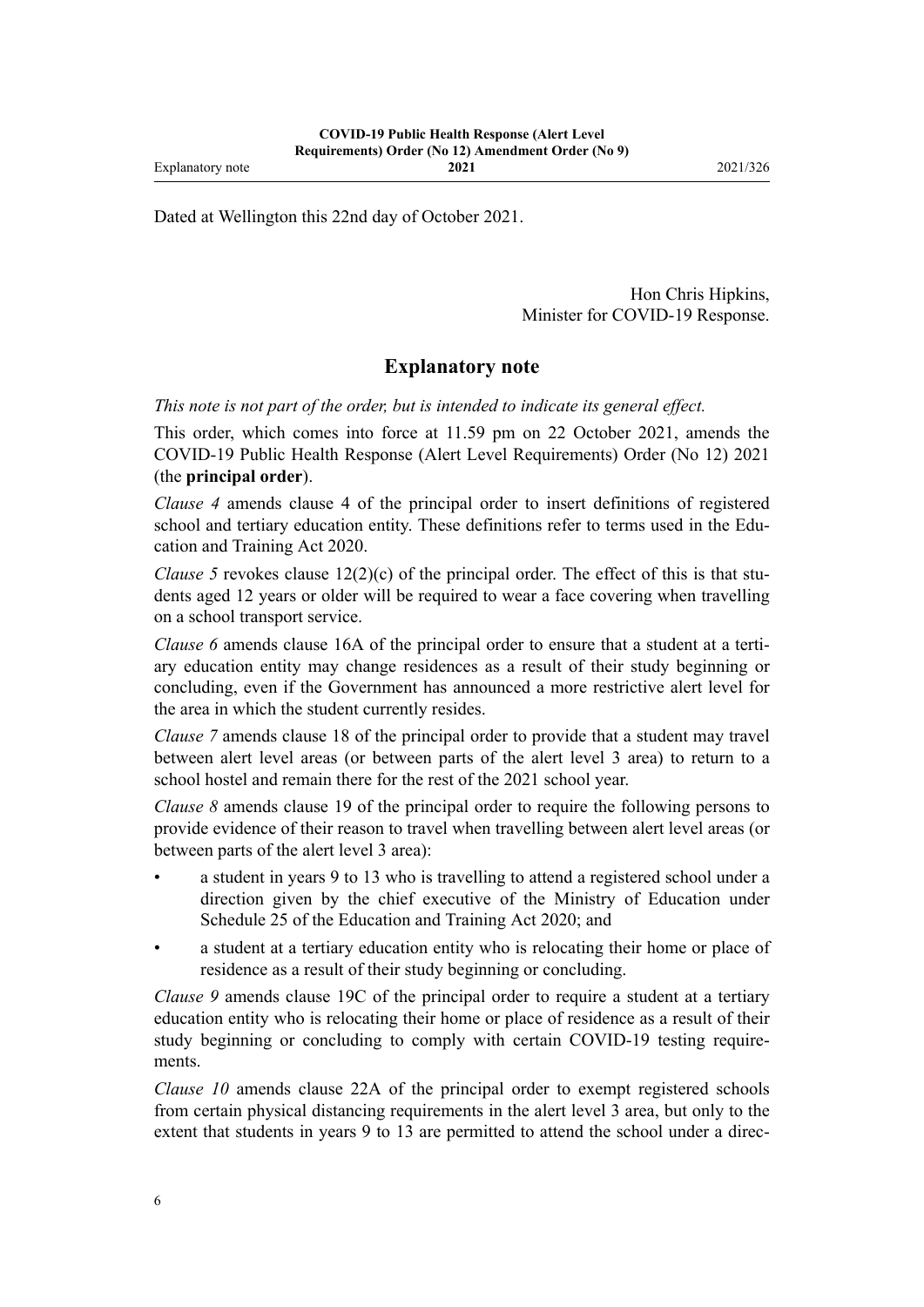Dated at Wellington this 22nd day of October 2021.

Hon Chris Hipkins,
Minister for COVID-19 Response.

## Explanatory note

*This note is not part of the order, but is intended to indicate its general effect.*

This order, which comes into force at 11.59 pm on 22 October 2021, amends the COVID-19 Public Health Response (Alert Level Requirements) Order (No 12) 2021 (the **principal order**).

*Clause 4* amends clause 4 of the principal order to insert definitions of registered school and tertiary education entity. These definitions refer to terms used in the Education and Training Act 2020.

*Clause 5* revokes clause 12(2)(c) of the principal order. The effect of this is that students aged 12 years or older will be required to wear a face covering when travelling on a school transport service.

*Clause 6* amends clause 16A of the principal order to ensure that a student at a tertiary education entity may change residences as a result of their study beginning or concluding, even if the Government has announced a more restrictive alert level for the area in which the student currently resides.

*Clause 7* amends clause 18 of the principal order to provide that a student may travel between alert level areas (or between parts of the alert level 3 area) to return to a school hostel and remain there for the rest of the 2021 school year.

*Clause 8* amends clause 19 of the principal order to require the following persons to provide evidence of their reason to travel when travelling between alert level areas (or between parts of the alert level 3 area):

- a student in years 9 to 13 who is travelling to attend a registered school under a direction given by the chief executive of the Ministry of Education under Schedule 25 of the Education and Training Act 2020; and
- a student at a tertiary education entity who is relocating their home or place of residence as a result of their study beginning or concluding.

*Clause 9* amends clause 19C of the principal order to require a student at a tertiary education entity who is relocating their home or place of residence as a result of their study beginning or concluding to comply with certain COVID-19 testing requirements.

*Clause 10* amends clause 22A of the principal order to exempt registered schools from certain physical distancing requirements in the alert level 3 area, but only to the extent that students in years 9 to 13 are permitted to attend the school under a direc-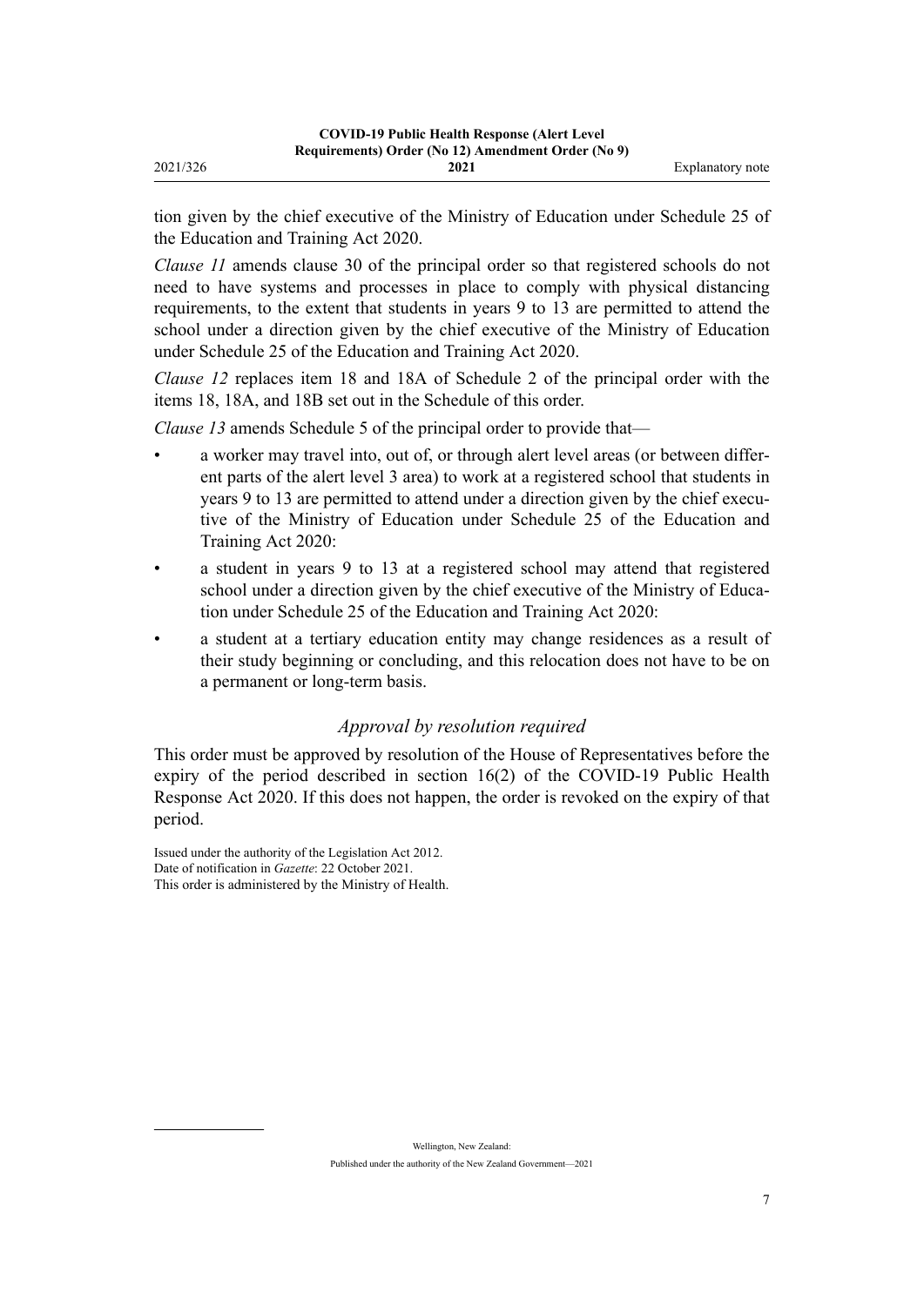tion given by the chief executive of the Ministry of Education under Schedule 25 of the Education and Training Act 2020.

*Clause 11* amends clause 30 of the principal order so that registered schools do not need to have systems and processes in place to comply with physical distancing requirements, to the extent that students in years 9 to 13 are permitted to attend the school under a direction given by the chief executive of the Ministry of Education under Schedule 25 of the Education and Training Act 2020.

*Clause 12* replaces item 18 and 18A of Schedule 2 of the principal order with the items 18, 18A, and 18B set out in the Schedule of this order.

*Clause 13* amends Schedule 5 of the principal order to provide that—

- a worker may travel into, out of, or through alert level areas (or between different parts of the alert level 3 area) to work at a registered school that students in years 9 to 13 are permitted to attend under a direction given by the chief executive of the Ministry of Education under Schedule 25 of the Education and Training Act 2020:
- a student in years 9 to 13 at a registered school may attend that registered school under a direction given by the chief executive of the Ministry of Education under Schedule 25 of the Education and Training Act 2020:
- a student at a tertiary education entity may change residences as a result of their study beginning or concluding, and this relocation does not have to be on a permanent or long-term basis.

## *Approval by resolution required*

This order must be approved by resolution of the House of Representatives before the expiry of the period described in section 16(2) of the COVID-19 Public Health Response Act 2020. If this does not happen, the order is revoked on the expiry of that period.

Issued under the authority of the Legislation Act 2012.
Date of notification in *Gazette*: 22 October 2021.
This order is administered by the Ministry of Health.

Wellington, New Zealand:
Published under the authority of the New Zealand Government—2021